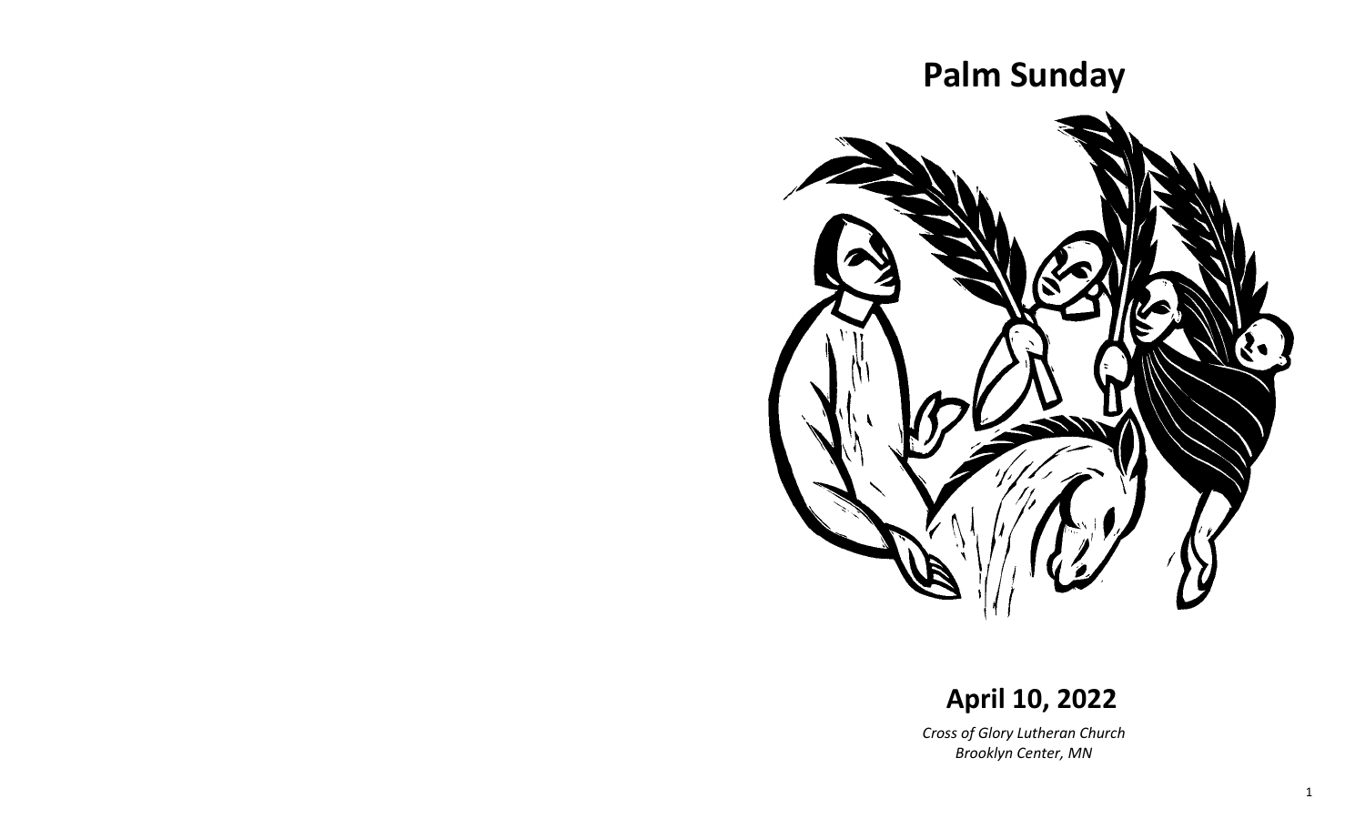# Palm Sunday

## April 10, 2022

*Cross of Glory Lutheran Church*
*Brooklyn Center, MN*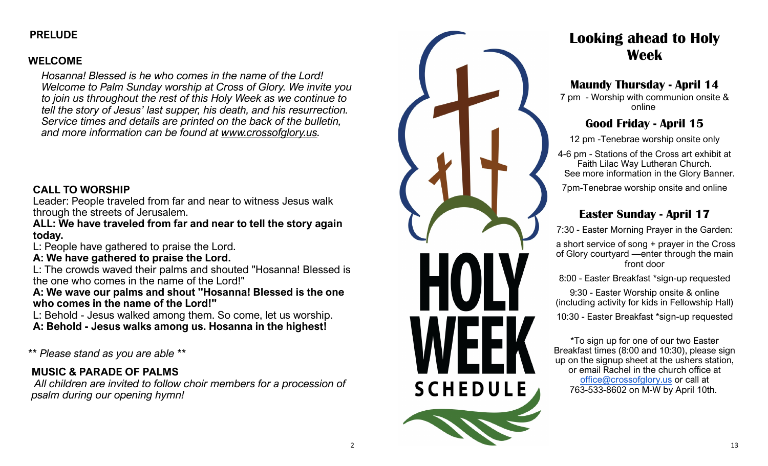**PRELUDE**

**WELCOME**

*Hosanna! Blessed is he who comes in the name of the Lord! Welcome to Palm Sunday worship at Cross of Glory. We invite you to join us throughout the rest of this Holy Week as we continue to tell the story of Jesus' last supper, his death, and his resurrection. Service times and details are printed on the back of the bulletin, and more information can be found at www.crossofglory.us.*

**CALL TO WORSHIP**

Leader: People traveled from far and near to witness Jesus walk through the streets of Jerusalem.

**ALL: We have traveled from far and near to tell the story again today.**

L: People have gathered to praise the Lord.

**A: We have gathered to praise the Lord.**

L: The crowds waved their palms and shouted "Hosanna! Blessed is the one who comes in the name of the Lord!"

**A: We wave our palms and shout "Hosanna! Blessed is the one who comes in the name of the Lord!"**

L: Behold - Jesus walked among them. So come, let us worship.

**A: Behold - Jesus walks among us. Hosanna in the highest!**

** *Please stand as you are able* **

**MUSIC & PARADE OF PALMS**

*All children are invited to follow choir members for a procession of psalm during our opening hymn!*

HOLY WEEK SCHEDULE

# Looking ahead to Holy Week

## Maundy Thursday - April 14

7 pm - Worship with communion onsite & online

## Good Friday - April 15

12 pm -Tenebrae worship onsite only

4-6 pm - Stations of the Cross art exhibit at Faith Lilac Way Lutheran Church. See more information in the Glory Banner.

7pm-Tenebrae worship onsite and online

## Easter Sunday - April 17

7:30 - Easter Morning Prayer in the Garden:

a short service of song + prayer in the Cross of Glory courtyard —enter through the main front door

8:00 - Easter Breakfast *sign-up requested

9:30 - Easter Worship onsite & online (including activity for kids in Fellowship Hall)

10:30 - Easter Breakfast *sign-up requested

*To sign up for one of our two Easter Breakfast times (8:00 and 10:30), please sign up on the signup sheet at the ushers station, or email Rachel in the church office at office@crossofglory.us or call at 763-533-8602 on M-W by April 10th.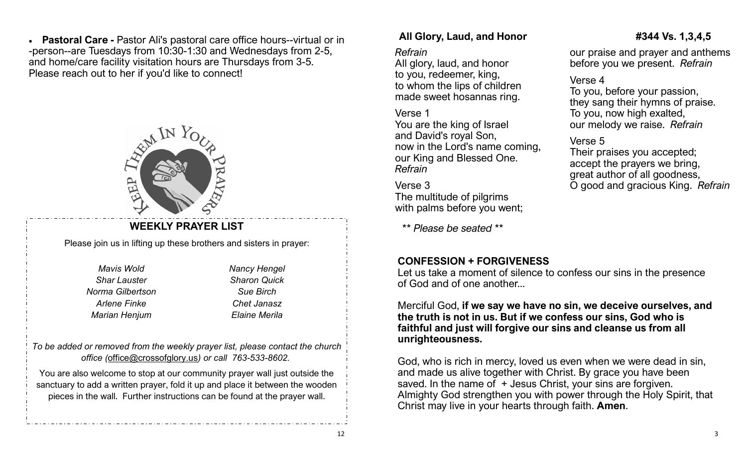- **Pastoral Care -** Pastor Ali's pastoral care office hours--virtual or in-person--are Tuesdays from 10:30-1:30 and Wednesdays from 2-5, and home/care facility visitation hours are Thursdays from 3-5. Please reach out to her if you'd like to connect!

KEEP THEM IN YOUR PRAYERS

## WEEKLY PRAYER LIST

Please join us in lifting up these brothers and sisters in prayer:

*Mavis Wold*
*Shar Lauster*
*Norma Gilbertson*
*Arlene Finke*
*Marian Henjum*
*Nancy Hengel*
*Sharon Quick*
*Sue Birch*
*Chet Janasz*
*Elaine Merila*

*To be added or removed from the weekly prayer list, please contact the church office (office@crossofglory.us) or call 763-533-8602.*

You are also welcome to stop at our community prayer wall just outside the sanctuary to add a written prayer, fold it up and place it between the wooden pieces in the wall. Further instructions can be found at the prayer wall.

**All Glory, Laud, and Honor** **#344 Vs. 1,3,4,5**

*Refrain*
All glory, laud, and honor
to you, redeemer, king,
to whom the lips of children
made sweet hosannas ring.

Verse 1
You are the king of Israel
and David's royal Son,
now in the Lord's name coming,
our King and Blessed One.
*Refrain*

Verse 3
The multitude of pilgrims
with palms before you went;
our praise and prayer and anthems
before you we present. *Refrain*

Verse 4
To you, before your passion,
they sang their hymns of praise.
To you, now high exalted,
our melody we raise. *Refrain*

Verse 5
Their praises you accepted;
accept the prayers we bring,
great author of all goodness,
O good and gracious King. *Refrain*

*\*\* Please be seated \*\**

**CONFESSION + FORGIVENESS**

Let us take a moment of silence to confess our sins in the presence of God and of one another...

Merciful God, **if we say we have no sin, we deceive ourselves, and the truth is not in us. But if we confess our sins, God who is faithful and just will forgive our sins and cleanse us from all unrighteousness.**

God, who is rich in mercy, loved us even when we were dead in sin, and made us alive together with Christ. By grace you have been saved. In the name of + Jesus Christ, your sins are forgiven. Almighty God strengthen you with power through the Holy Spirit, that Christ may live in your hearts through faith. **Amen**.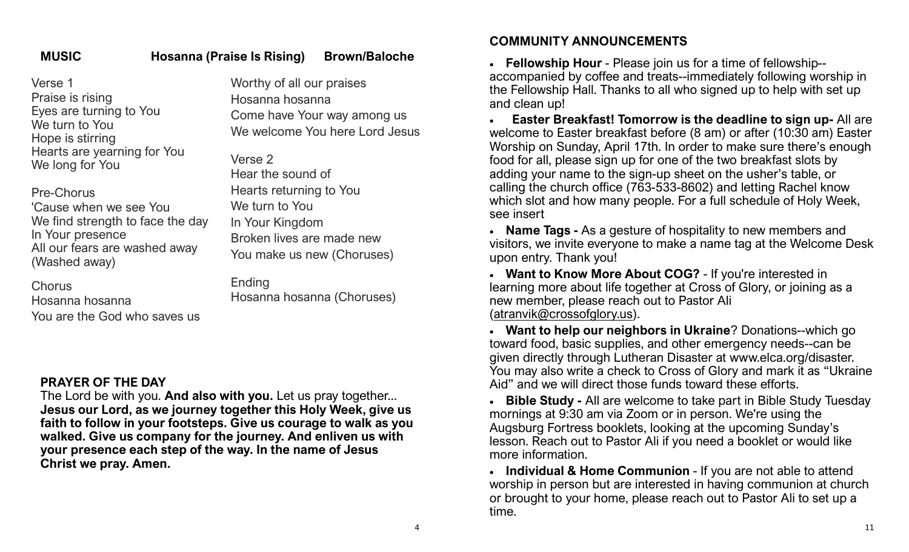**MUSIC** **Hosanna (Praise Is Rising)** **Brown/Baloche**

Verse 1
Praise is rising
Eyes are turning to You
We turn to You
Hope is stirring
Hearts are yearning for You
We long for You

Pre-Chorus
'Cause when we see You
We find strength to face the day
In Your presence
All our fears are washed away
(Washed away)

Chorus
Hosanna hosanna
You are the God who saves us
Worthy of all our praises
Hosanna hosanna
Come have Your way among us
We welcome You here Lord Jesus

Verse 2
Hear the sound of
Hearts returning to You
We turn to You
In Your Kingdom
Broken lives are made new
You make us new (Choruses)

Ending
Hosanna hosanna (Choruses)

## PRAYER OF THE DAY

The Lord be with you. **And also with you.** Let us pray together... **Jesus our Lord, as we journey together this Holy Week, give us faith to follow in your footsteps. Give us courage to walk as you walked. Give us company for the journey. And enliven us with your presence each step of the way. In the name of Jesus Christ we pray. Amen.**

## COMMUNITY ANNOUNCEMENTS

- **Fellowship Hour** - Please join us for a time of fellowship--accompanied by coffee and treats--immediately following worship in the Fellowship Hall. Thanks to all who signed up to help with set up and clean up!
- **Easter Breakfast! Tomorrow is the deadline to sign up-** All are welcome to Easter breakfast before (8 am) or after (10:30 am) Easter Worship on Sunday, April 17th. In order to make sure there's enough food for all, please sign up for one of the two breakfast slots by adding your name to the sign-up sheet on the usher's table, or calling the church office (763-533-8602) and letting Rachel know which slot and how many people. For a full schedule of Holy Week, see insert
- **Name Tags -** As a gesture of hospitality to new members and visitors, we invite everyone to make a name tag at the Welcome Desk upon entry. Thank you!
- **Want to Know More About COG?** - If you're interested in learning more about life together at Cross of Glory, or joining as a new member, please reach out to Pastor Ali (atranvik@crossofglory.us).
- **Want to help our neighbors in Ukraine**? Donations--which go toward food, basic supplies, and other emergency needs--can be given directly through Lutheran Disaster at www.elca.org/disaster. You may also write a check to Cross of Glory and mark it as "Ukraine Aid" and we will direct those funds toward these efforts.
- **Bible Study -** All are welcome to take part in Bible Study Tuesday mornings at 9:30 am via Zoom or in person. We're using the Augsburg Fortress booklets, looking at the upcoming Sunday's lesson. Reach out to Pastor Ali if you need a booklet or would like more information.
- **Individual & Home Communion** - If you are not able to attend worship in person but are interested in having communion at church or brought to your home, please reach out to Pastor Ali to set up a time.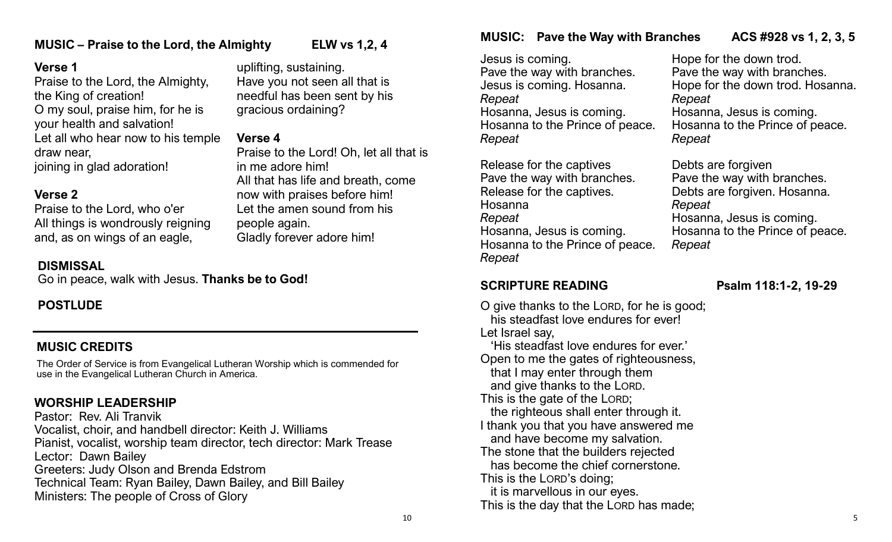## MUSIC – Praise to the Lord, the Almighty ELW vs 1,2, 4

**Verse 1**

Praise to the Lord, the Almighty,
the King of creation!
O my soul, praise him, for he is
your health and salvation!
Let all who hear now to his temple
draw near,
joining in glad adoration!

**Verse 2**

Praise to the Lord, who o'er
All things is wondrously reigning
and, as on wings of an eagle,
uplifting, sustaining.
Have you not seen all that is
needful has been sent by his
gracious ordaining?

**Verse 4**

Praise to the Lord! Oh, let all that is
in me adore him!
All that has life and breath, come
now with praises before him!
Let the amen sound from his
people again.
Gladly forever adore him!

## DISMISSAL

Go in peace, walk with Jesus. **Thanks be to God!**

## POSTLUDE

---

## MUSIC CREDITS

The Order of Service is from Evangelical Lutheran Worship which is commended for use in the Evangelical Lutheran Church in America.

## WORSHIP LEADERSHIP

Pastor: Rev. Ali Tranvik
Vocalist, choir, and handbell director: Keith J. Williams
Pianist, vocalist, worship team director, tech director: Mark Trease
Lector: Dawn Bailey
Greeters: Judy Olson and Brenda Edstrom
Technical Team: Ryan Bailey, Dawn Bailey, and Bill Bailey
Ministers: The people of Cross of Glory

## MUSIC: Pave the Way with Branches ACS #928 vs 1, 2, 3, 5

Jesus is coming.
Pave the way with branches.
Jesus is coming. Hosanna.
*Repeat*
Hosanna, Jesus is coming.
Hosanna to the Prince of peace.
*Repeat*

Release for the captives
Pave the way with branches.
Release for the captives.
Hosanna
*Repeat*
Hosanna, Jesus is coming.
Hosanna to the Prince of peace.
*Repeat*

Hope for the down trod.
Pave the way with branches.
Hope for the down trod. Hosanna.
*Repeat*
Hosanna, Jesus is coming.
Hosanna to the Prince of peace.
*Repeat*

Debts are forgiven
Pave the way with branches.
Debts are forgiven. Hosanna.
*Repeat*
Hosanna, Jesus is coming.
Hosanna to the Prince of peace.
*Repeat*

## SCRIPTURE READING Psalm 118:1-2, 19-29

O give thanks to the LORD, for he is good;
  his steadfast love endures for ever!
Let Israel say,
  'His steadfast love endures for ever.'
Open to me the gates of righteousness,
  that I may enter through them
  and give thanks to the LORD.
This is the gate of the LORD;
  the righteous shall enter through it.
I thank you that you have answered me
  and have become my salvation.
The stone that the builders rejected
  has become the chief cornerstone.
This is the LORD's doing;
  it is marvellous in our eyes.
This is the day that the LORD has made;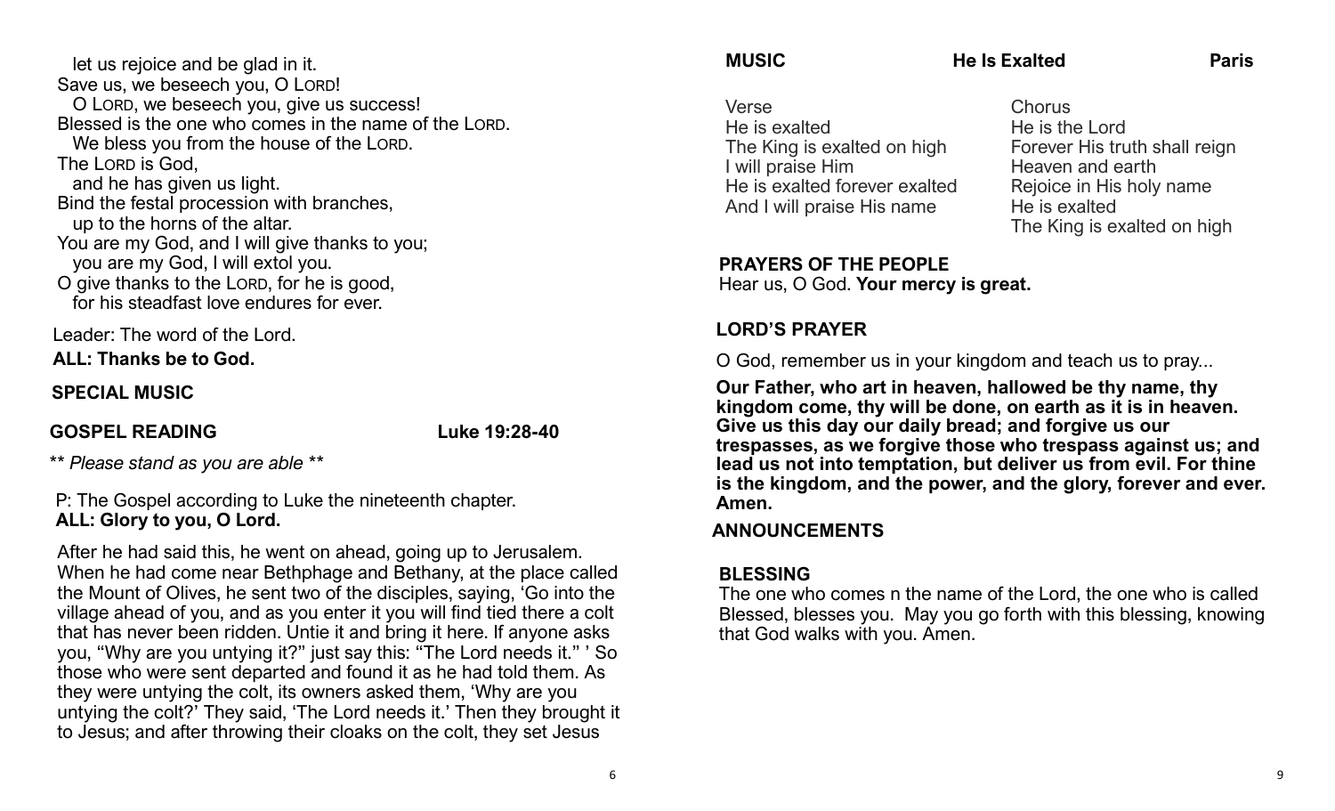let us rejoice and be glad in it.
Save us, we beseech you, O LORD!
O LORD, we beseech you, give us success!
Blessed is the one who comes in the name of the LORD.
We bless you from the house of the LORD.
The LORD is God,
and he has given us light.
Bind the festal procession with branches,
up to the horns of the altar.
You are my God, and I will give thanks to you;
you are my God, I will extol you.
O give thanks to the LORD, for he is good,
for his steadfast love endures for ever.

Leader: The word of the Lord.
**ALL: Thanks be to God.**

**SPECIAL MUSIC**

**GOSPEL READING** **Luke 19:28-40**

*\*\* Please stand as you are able \*\**

P: The Gospel according to Luke the nineteenth chapter.
**ALL: Glory to you, O Lord.**

After he had said this, he went on ahead, going up to Jerusalem. When he had come near Bethphage and Bethany, at the place called the Mount of Olives, he sent two of the disciples, saying, 'Go into the village ahead of you, and as you enter it you will find tied there a colt that has never been ridden. Untie it and bring it here. If anyone asks you, "Why are you untying it?" just say this: "The Lord needs it." ' So those who were sent departed and found it as he had told them. As they were untying the colt, its owners asked them, 'Why are you untying the colt?' They said, 'The Lord needs it.' Then they brought it to Jesus; and after throwing their cloaks on the colt, they set Jesus

**MUSIC** **He Is Exalted** **Paris**

Verse
He is exalted
The King is exalted on high
I will praise Him
He is exalted forever exalted
And I will praise His name

Chorus
He is the Lord
Forever His truth shall reign
Heaven and earth
Rejoice in His holy name
He is exalted
The King is exalted on high

**PRAYERS OF THE PEOPLE**
Hear us, O God. **Your mercy is great.**

**LORD'S PRAYER**

O God, remember us in your kingdom and teach us to pray...

**Our Father, who art in heaven, hallowed be thy name, thy kingdom come, thy will be done, on earth as it is in heaven. Give us this day our daily bread; and forgive us our trespasses, as we forgive those who trespass against us; and lead us not into temptation, but deliver us from evil. For thine is the kingdom, and the power, and the glory, forever and ever. Amen.**

**ANNOUNCEMENTS**

**BLESSING**
The one who comes n the name of the Lord, the one who is called Blessed, blesses you. May you go forth with this blessing, knowing that God walks with you. Amen.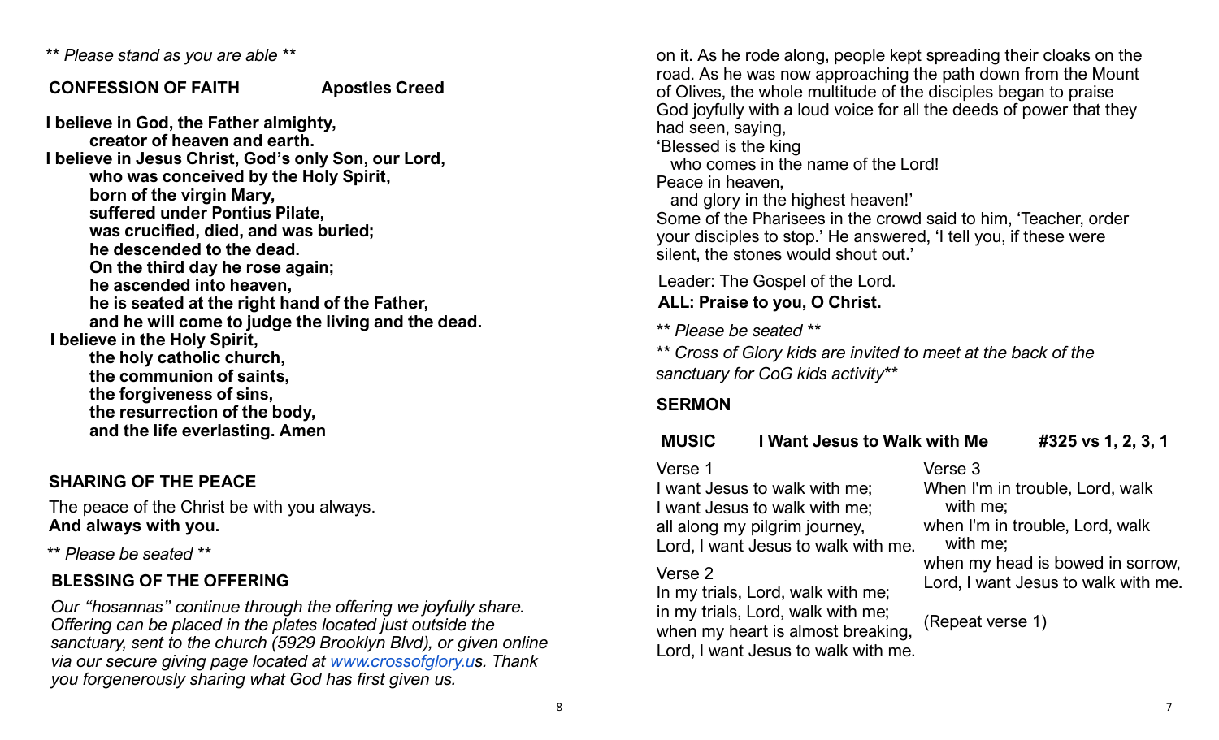*\*\* Please stand as you are able \*\**

**CONFESSION OF FAITH** **Apostles Creed**

**I believe in God, the Father almighty,**
**creator of heaven and earth.**
**I believe in Jesus Christ, God's only Son, our Lord,**
**who was conceived by the Holy Spirit,**
**born of the virgin Mary,**
**suffered under Pontius Pilate,**
**was crucified, died, and was buried;**
**he descended to the dead.**
**On the third day he rose again;**
**he ascended into heaven,**
**he is seated at the right hand of the Father,**
**and he will come to judge the living and the dead.**
**I believe in the Holy Spirit,**
**the holy catholic church,**
**the communion of saints,**
**the forgiveness of sins,**
**the resurrection of the body,**
**and the life everlasting. Amen**

**SHARING OF THE PEACE**

The peace of the Christ be with you always.
**And always with you.**

*\*\* Please be seated \*\**

**BLESSING OF THE OFFERING**

*Our "hosannas" continue through the offering we joyfully share. Offering can be placed in the plates located just outside the sanctuary, sent to the church (5929 Brooklyn Blvd), or given online via our secure giving page located at www.crossofglory.us. Thank you forgenerously sharing what God has first given us.*

on it. As he rode along, people kept spreading their cloaks on the road. As he was now approaching the path down from the Mount of Olives, the whole multitude of the disciples began to praise God joyfully with a loud voice for all the deeds of power that they had seen, saying,
'Blessed is the king
who comes in the name of the Lord!
Peace in heaven,
and glory in the highest heaven!'
Some of the Pharisees in the crowd said to him, 'Teacher, order your disciples to stop.' He answered, 'I tell you, if these were silent, the stones would shout out.'

Leader: The Gospel of the Lord.
**ALL: Praise to you, O Christ.**

*\*\* Please be seated \*\**

*\*\* Cross of Glory kids are invited to meet at the back of the sanctuary for CoG kids activity\*\**

**SERMON**

**MUSIC** **I Want Jesus to Walk with Me** **#325 vs 1, 2, 3, 1**

Verse 1
I want Jesus to walk with me;
I want Jesus to walk with me;
all along my pilgrim journey,
Lord, I want Jesus to walk with me.

Verse 2
In my trials, Lord, walk with me;
in my trials, Lord, walk with me;
when my heart is almost breaking,
Lord, I want Jesus to walk with me.

Verse 3
When I'm in trouble, Lord, walk with me;
when I'm in trouble, Lord, walk with me;
when my head is bowed in sorrow,
Lord, I want Jesus to walk with me.

(Repeat verse 1)